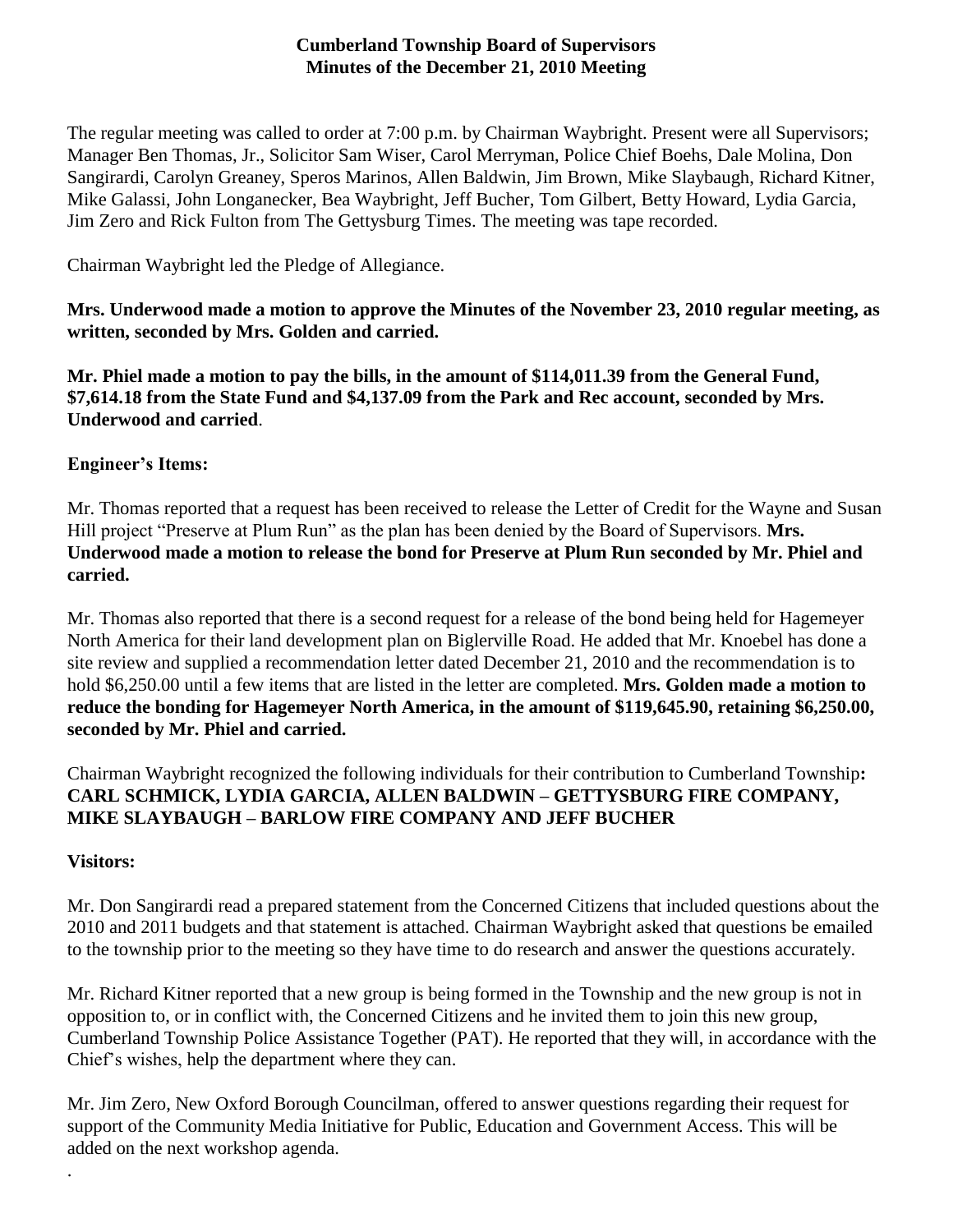**Cumberland Township Board of Supervisors**
**Minutes of the December 21, 2010 Meeting**

The regular meeting was called to order at 7:00 p.m. by Chairman Waybright. Present were all Supervisors; Manager Ben Thomas, Jr., Solicitor Sam Wiser, Carol Merryman, Police Chief Boehs, Dale Molina, Don Sangirardi, Carolyn Greaney, Speros Marinos, Allen Baldwin, Jim Brown, Mike Slaybaugh, Richard Kitner, Mike Galassi, John Longanecker, Bea Waybright, Jeff Bucher, Tom Gilbert, Betty Howard, Lydia Garcia, Jim Zero and Rick Fulton from The Gettysburg Times. The meeting was tape recorded.

Chairman Waybright led the Pledge of Allegiance.

**Mrs. Underwood made a motion to approve the Minutes of the November 23, 2010 regular meeting, as written, seconded by Mrs. Golden and carried.**

**Mr. Phiel made a motion to pay the bills, in the amount of $114,011.39 from the General Fund, $7,614.18 from the State Fund and $4,137.09 from the Park and Rec account, seconded by Mrs. Underwood and carried**.

**Engineer's Items:**

Mr. Thomas reported that a request has been received to release the Letter of Credit for the Wayne and Susan Hill project "Preserve at Plum Run" as the plan has been denied by the Board of Supervisors. **Mrs. Underwood made a motion to release the bond for Preserve at Plum Run seconded by Mr. Phiel and carried.**

Mr. Thomas also reported that there is a second request for a release of the bond being held for Hagemeyer North America for their land development plan on Biglerville Road. He added that Mr. Knoebel has done a site review and supplied a recommendation letter dated December 21, 2010 and the recommendation is to hold $6,250.00 until a few items that are listed in the letter are completed. **Mrs. Golden made a motion to reduce the bonding for Hagemeyer North America, in the amount of $119,645.90, retaining $6,250.00, seconded by Mr. Phiel and carried.**

Chairman Waybright recognized the following individuals for their contribution to Cumberland Township**:**
**CARL SCHMICK, LYDIA GARCIA, ALLEN BALDWIN – GETTYSBURG FIRE COMPANY, MIKE SLAYBAUGH – BARLOW FIRE COMPANY AND JEFF BUCHER**

**Visitors:**

Mr. Don Sangirardi read a prepared statement from the Concerned Citizens that included questions about the 2010 and 2011 budgets and that statement is attached. Chairman Waybright asked that questions be emailed to the township prior to the meeting so they have time to do research and answer the questions accurately.

Mr. Richard Kitner reported that a new group is being formed in the Township and the new group is not in opposition to, or in conflict with, the Concerned Citizens and he invited them to join this new group, Cumberland Township Police Assistance Together (PAT). He reported that they will, in accordance with the Chief's wishes, help the department where they can.

Mr. Jim Zero, New Oxford Borough Councilman, offered to answer questions regarding their request for support of the Community Media Initiative for Public, Education and Government Access. This will be added on the next workshop agenda.

.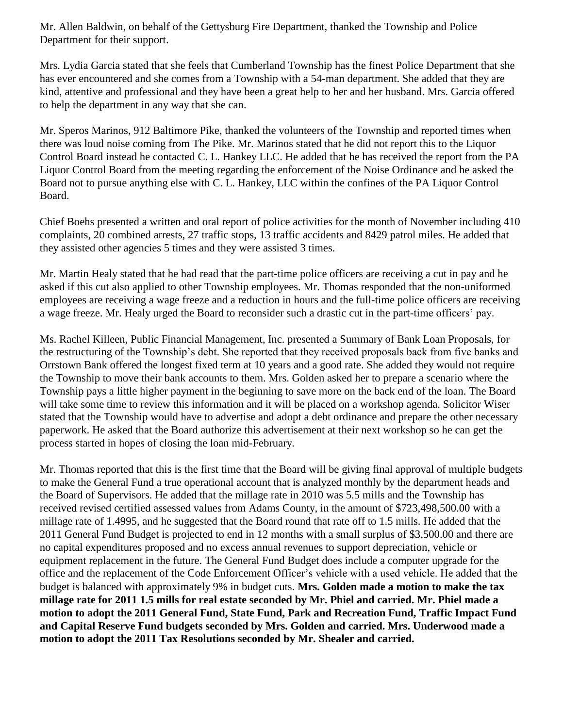Mr. Allen Baldwin, on behalf of the Gettysburg Fire Department, thanked the Township and Police Department for their support.

Mrs. Lydia Garcia stated that she feels that Cumberland Township has the finest Police Department that she has ever encountered and she comes from a Township with a 54-man department. She added that they are kind, attentive and professional and they have been a great help to her and her husband. Mrs. Garcia offered to help the department in any way that she can.

Mr. Speros Marinos, 912 Baltimore Pike, thanked the volunteers of the Township and reported times when there was loud noise coming from The Pike. Mr. Marinos stated that he did not report this to the Liquor Control Board instead he contacted C. L. Hankey LLC. He added that he has received the report from the PA Liquor Control Board from the meeting regarding the enforcement of the Noise Ordinance and he asked the Board not to pursue anything else with C. L. Hankey, LLC within the confines of the PA Liquor Control Board.

Chief Boehs presented a written and oral report of police activities for the month of November including 410 complaints, 20 combined arrests, 27 traffic stops, 13 traffic accidents and 8429 patrol miles. He added that they assisted other agencies 5 times and they were assisted 3 times.

Mr. Martin Healy stated that he had read that the part-time police officers are receiving a cut in pay and he asked if this cut also applied to other Township employees. Mr. Thomas responded that the non-uniformed employees are receiving a wage freeze and a reduction in hours and the full-time police officers are receiving a wage freeze. Mr. Healy urged the Board to reconsider such a drastic cut in the part-time officers' pay.

Ms. Rachel Killeen, Public Financial Management, Inc. presented a Summary of Bank Loan Proposals, for the restructuring of the Township's debt. She reported that they received proposals back from five banks and Orrstown Bank offered the longest fixed term at 10 years and a good rate. She added they would not require the Township to move their bank accounts to them. Mrs. Golden asked her to prepare a scenario where the Township pays a little higher payment in the beginning to save more on the back end of the loan. The Board will take some time to review this information and it will be placed on a workshop agenda. Solicitor Wiser stated that the Township would have to advertise and adopt a debt ordinance and prepare the other necessary paperwork. He asked that the Board authorize this advertisement at their next workshop so he can get the process started in hopes of closing the loan mid-February.

Mr. Thomas reported that this is the first time that the Board will be giving final approval of multiple budgets to make the General Fund a true operational account that is analyzed monthly by the department heads and the Board of Supervisors. He added that the millage rate in 2010 was 5.5 mills and the Township has received revised certified assessed values from Adams County, in the amount of $723,498,500.00 with a millage rate of 1.4995, and he suggested that the Board round that rate off to 1.5 mills. He added that the 2011 General Fund Budget is projected to end in 12 months with a small surplus of $3,500.00 and there are no capital expenditures proposed and no excess annual revenues to support depreciation, vehicle or equipment replacement in the future. The General Fund Budget does include a computer upgrade for the office and the replacement of the Code Enforcement Officer's vehicle with a used vehicle. He added that the budget is balanced with approximately 9% in budget cuts. **Mrs. Golden made a motion to make the tax millage rate for 2011 1.5 mills for real estate seconded by Mr. Phiel and carried. Mr. Phiel made a motion to adopt the 2011 General Fund, State Fund, Park and Recreation Fund, Traffic Impact Fund and Capital Reserve Fund budgets seconded by Mrs. Golden and carried. Mrs. Underwood made a motion to adopt the 2011 Tax Resolutions seconded by Mr. Shealer and carried.**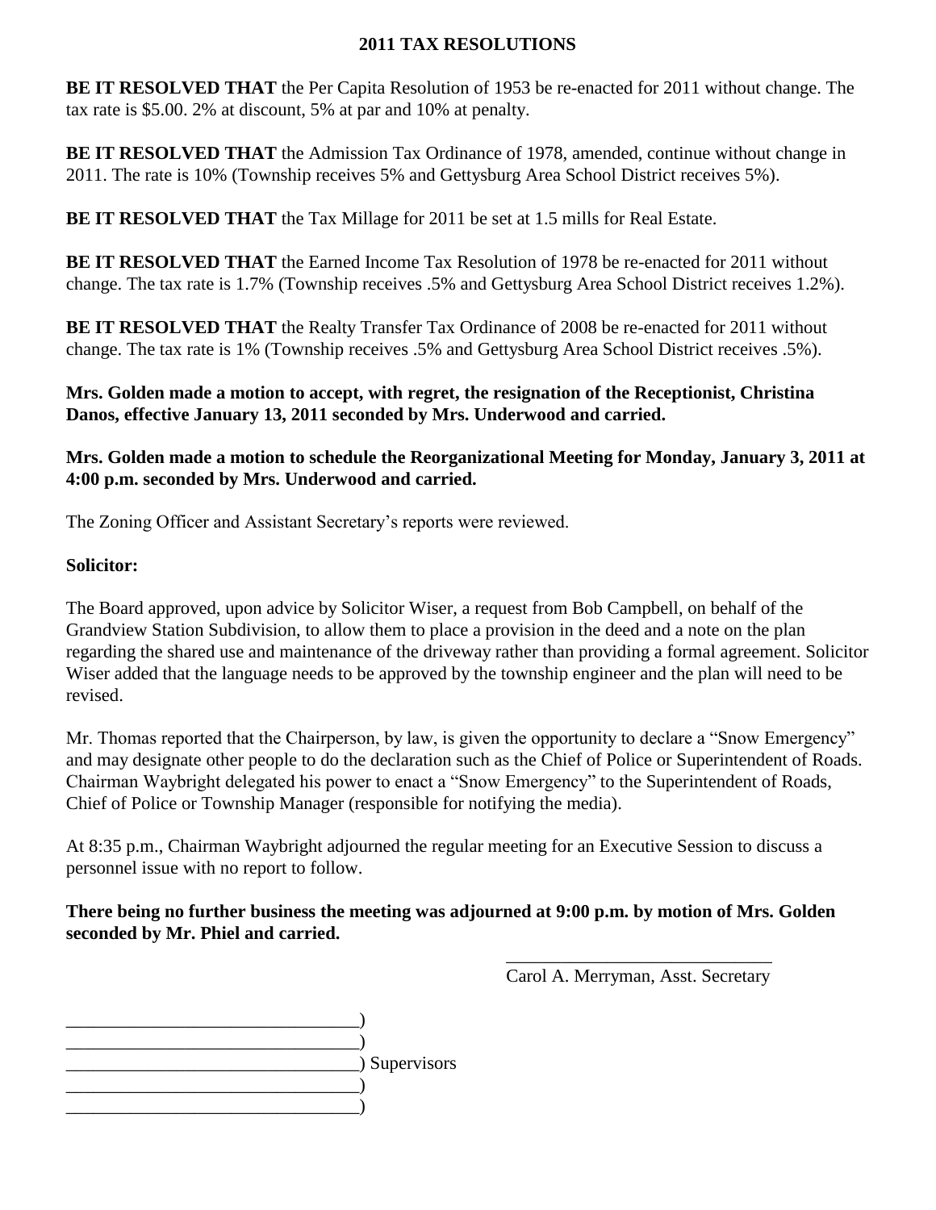## 2011 TAX RESOLUTIONS

**BE IT RESOLVED THAT** the Per Capita Resolution of 1953 be re-enacted for 2011 without change. The tax rate is $5.00. 2% at discount, 5% at par and 10% at penalty.

**BE IT RESOLVED THAT** the Admission Tax Ordinance of 1978, amended, continue without change in 2011. The rate is 10% (Township receives 5% and Gettysburg Area School District receives 5%).

**BE IT RESOLVED THAT** the Tax Millage for 2011 be set at 1.5 mills for Real Estate.

**BE IT RESOLVED THAT** the Earned Income Tax Resolution of 1978 be re-enacted for 2011 without change. The tax rate is 1.7% (Township receives .5% and Gettysburg Area School District receives 1.2%).

**BE IT RESOLVED THAT** the Realty Transfer Tax Ordinance of 2008 be re-enacted for 2011 without change. The tax rate is 1% (Township receives .5% and Gettysburg Area School District receives .5%).

**Mrs. Golden made a motion to accept, with regret, the resignation of the Receptionist, Christina Danos, effective January 13, 2011 seconded by Mrs. Underwood and carried.**

**Mrs. Golden made a motion to schedule the Reorganizational Meeting for Monday, January 3, 2011 at 4:00 p.m. seconded by Mrs. Underwood and carried.**

The Zoning Officer and Assistant Secretary's reports were reviewed.

**Solicitor:**

The Board approved, upon advice by Solicitor Wiser, a request from Bob Campbell, on behalf of the Grandview Station Subdivision, to allow them to place a provision in the deed and a note on the plan regarding the shared use and maintenance of the driveway rather than providing a formal agreement. Solicitor Wiser added that the language needs to be approved by the township engineer and the plan will need to be revised.

Mr. Thomas reported that the Chairperson, by law, is given the opportunity to declare a "Snow Emergency" and may designate other people to do the declaration such as the Chief of Police or Superintendent of Roads. Chairman Waybright delegated his power to enact a "Snow Emergency" to the Superintendent of Roads, Chief of Police or Township Manager (responsible for notifying the media).

At 8:35 p.m., Chairman Waybright adjourned the regular meeting for an Executive Session to discuss a personnel issue with no report to follow.

**There being no further business the meeting was adjourned at 9:00 p.m. by motion of Mrs. Golden seconded by Mr. Phiel and carried.**

_____________________________
Carol A. Merryman, Asst. Secretary

_______________________________)
_______________________________)
_______________________________) Supervisors
_______________________________)
_______________________________)